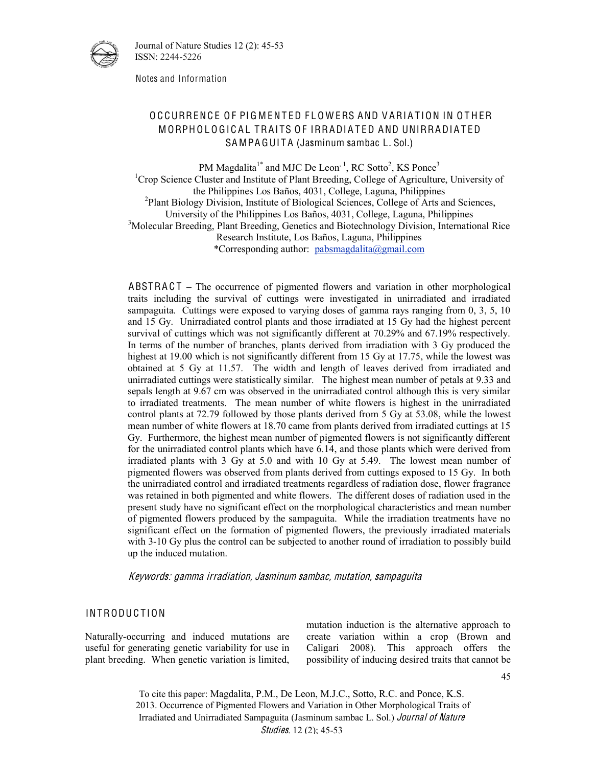Notes and Information

# OCCURRENCE OF PIGMENTED FLOWERS AND VARIATION IN OTHER MORPHOLOGICAL TRAITS OF IRRADIATED AND UNIRRADIATED SAMPAGUITA (*Jasminum sambac* L. Sol.)

PM Magdalita[1*] and MJC De Leon[1], RC Sotto[2], KS Ponce[3]

[1]Crop Science Cluster and Institute of Plant Breeding, College of Agriculture, University of the Philippines Los Baños, 4031, College, Laguna, Philippines

[2]Plant Biology Division, Institute of Biological Sciences, College of Arts and Sciences, University of the Philippines Los Baños, 4031, College, Laguna, Philippines

[3]Molecular Breeding, Plant Breeding, Genetics and Biotechnology Division, International Rice Research Institute, Los Baños, Laguna, Philippines

*Corresponding author: pabsmagdalita@gmail.com

**ABSTRACT** – The occurrence of pigmented flowers and variation in other morphological traits including the survival of cuttings were investigated in unirradiated and irradiated sampaguita. Cuttings were exposed to varying doses of gamma rays ranging from 0, 3, 5, 10 and 15 Gy. Unirradiated control plants and those irradiated at 15 Gy had the highest percent survival of cuttings which was not significantly different at 70.29% and 67.19% respectively. In terms of the number of branches, plants derived from irradiation with 3 Gy produced the highest at 19.00 which is not significantly different from 15 Gy at 17.75, while the lowest was obtained at 5 Gy at 11.57. The width and length of leaves derived from irradiated and unirradiated cuttings were statistically similar. The highest mean number of petals at 9.33 and sepals length at 9.67 cm was observed in the unirradiated control although this is very similar to irradiated treatments. The mean number of white flowers is highest in the unirradiated control plants at 72.79 followed by those plants derived from 5 Gy at 53.08, while the lowest mean number of white flowers at 18.70 came from plants derived from irradiated cuttings at 15 Gy. Furthermore, the highest mean number of pigmented flowers is not significantly different for the unirradiated control plants which have 6.14, and those plants which were derived from irradiated plants with 3 Gy at 5.0 and with 10 Gy at 5.49. The lowest mean number of pigmented flowers was observed from plants derived from cuttings exposed to 15 Gy. In both the unirradiated control and irradiated treatments regardless of radiation dose, flower fragrance was retained in both pigmented and white flowers. The different doses of radiation used in the present study have no significant effect on the morphological characteristics and mean number of pigmented flowers produced by the sampaguita. While the irradiation treatments have no significant effect on the formation of pigmented flowers, the previously irradiated materials with 3-10 Gy plus the control can be subjected to another round of irradiation to possibly build up the induced mutation.

*Keywords: gamma irradiation, Jasminum sambac, mutation, sampaguita*

## INTRODUCTION

Naturally-occurring and induced mutations are useful for generating genetic variability for use in plant breeding. When genetic variation is limited, mutation induction is the alternative approach to create variation within a crop (Brown and Caligari 2008). This approach offers the possibility of inducing desired traits that cannot be

To cite this paper: Magdalita, P.M., De Leon, M.J.C., Sotto, R.C. and Ponce, K.S. 2013. Occurrence of Pigmented Flowers and Variation in Other Morphological Traits of Irradiated and Unirradiated Sampaguita (Jasminum sambac L. Sol.) *Journal of Nature Studies*. 12 (2): 45-53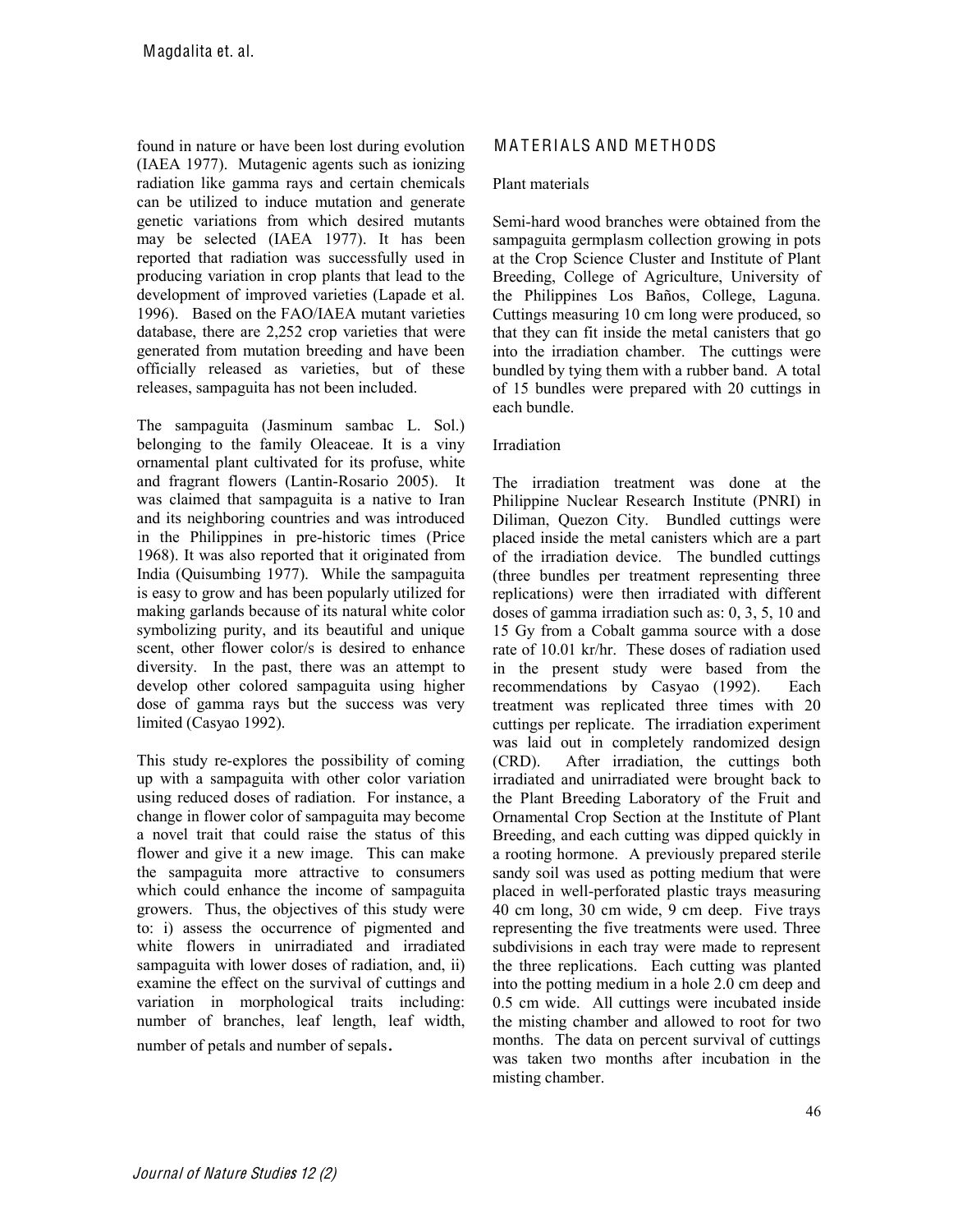found in nature or have been lost during evolution (IAEA 1977). Mutagenic agents such as ionizing radiation like gamma rays and certain chemicals can be utilized to induce mutation and generate genetic variations from which desired mutants may be selected (IAEA 1977). It has been reported that radiation was successfully used in producing variation in crop plants that lead to the development of improved varieties (Lapade et al. 1996). Based on the FAO/IAEA mutant varieties database, there are 2,252 crop varieties that were generated from mutation breeding and have been officially released as varieties, but of these releases, sampaguita has not been included.

The sampaguita (Jasminum sambac L. Sol.) belonging to the family Oleaceae. It is a viny ornamental plant cultivated for its profuse, white and fragrant flowers (Lantin-Rosario 2005). It was claimed that sampaguita is a native to Iran and its neighboring countries and was introduced in the Philippines in pre-historic times (Price 1968). It was also reported that it originated from India (Quisumbing 1977). While the sampaguita is easy to grow and has been popularly utilized for making garlands because of its natural white color symbolizing purity, and its beautiful and unique scent, other flower color/s is desired to enhance diversity. In the past, there was an attempt to develop other colored sampaguita using higher dose of gamma rays but the success was very limited (Casyao 1992).

This study re-explores the possibility of coming up with a sampaguita with other color variation using reduced doses of radiation. For instance, a change in flower color of sampaguita may become a novel trait that could raise the status of this flower and give it a new image. This can make the sampaguita more attractive to consumers which could enhance the income of sampaguita growers. Thus, the objectives of this study were to: i) assess the occurrence of pigmented and white flowers in unirradiated and irradiated sampaguita with lower doses of radiation, and, ii) examine the effect on the survival of cuttings and variation in morphological traits including: number of branches, leaf length, leaf width, number of petals and number of sepals.

## MATERIALS AND METHODS

### Plant materials

Semi-hard wood branches were obtained from the sampaguita germplasm collection growing in pots at the Crop Science Cluster and Institute of Plant Breeding, College of Agriculture, University of the Philippines Los Baños, College, Laguna. Cuttings measuring 10 cm long were produced, so that they can fit inside the metal canisters that go into the irradiation chamber. The cuttings were bundled by tying them with a rubber band. A total of 15 bundles were prepared with 20 cuttings in each bundle.

### Irradiation

The irradiation treatment was done at the Philippine Nuclear Research Institute (PNRI) in Diliman, Quezon City. Bundled cuttings were placed inside the metal canisters which are a part of the irradiation device. The bundled cuttings (three bundles per treatment representing three replications) were then irradiated with different doses of gamma irradiation such as: 0, 3, 5, 10 and 15 Gy from a Cobalt gamma source with a dose rate of 10.01 kr/hr. These doses of radiation used in the present study were based from the recommendations by Casyao (1992). Each treatment was replicated three times with 20 cuttings per replicate. The irradiation experiment was laid out in completely randomized design (CRD). After irradiation, the cuttings both irradiated and unirradiated were brought back to the Plant Breeding Laboratory of the Fruit and Ornamental Crop Section at the Institute of Plant Breeding, and each cutting was dipped quickly in a rooting hormone. A previously prepared sterile sandy soil was used as potting medium that were placed in well-perforated plastic trays measuring 40 cm long, 30 cm wide, 9 cm deep. Five trays representing the five treatments were used. Three subdivisions in each tray were made to represent the three replications. Each cutting was planted into the potting medium in a hole 2.0 cm deep and 0.5 cm wide. All cuttings were incubated inside the misting chamber and allowed to root for two months. The data on percent survival of cuttings was taken two months after incubation in the misting chamber.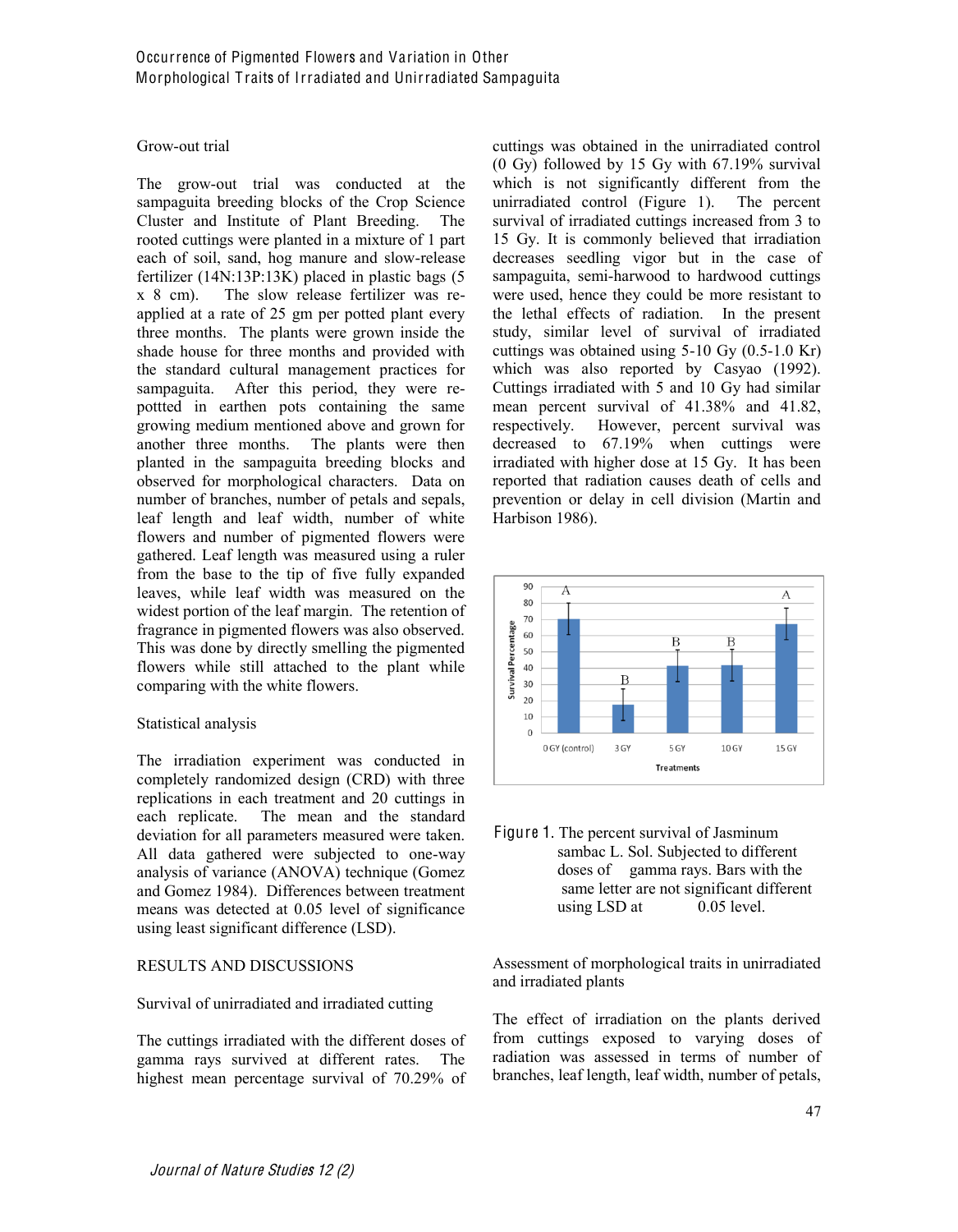## Grow-out trial

The grow-out trial was conducted at the sampaguita breeding blocks of the Crop Science Cluster and Institute of Plant Breeding. The rooted cuttings were planted in a mixture of 1 part each of soil, sand, hog manure and slow-release fertilizer (14N:13P:13K) placed in plastic bags (5 x 8 cm). The slow release fertilizer was re-applied at a rate of 25 gm per potted plant every three months. The plants were grown inside the shade house for three months and provided with the standard cultural management practices for sampaguita. After this period, they were re-pottted in earthen pots containing the same growing medium mentioned above and grown for another three months. The plants were then planted in the sampaguita breeding blocks and observed for morphological characters. Data on number of branches, number of petals and sepals, leaf length and leaf width, number of white flowers and number of pigmented flowers were gathered. Leaf length was measured using a ruler from the base to the tip of five fully expanded leaves, while leaf width was measured on the widest portion of the leaf margin. The retention of fragrance in pigmented flowers was also observed. This was done by directly smelling the pigmented flowers while still attached to the plant while comparing with the white flowers.

## Statistical analysis

The irradiation experiment was conducted in completely randomized design (CRD) with three replications in each treatment and 20 cuttings in each replicate. The mean and the standard deviation for all parameters measured were taken. All data gathered were subjected to one-way analysis of variance (ANOVA) technique (Gomez and Gomez 1984). Differences between treatment means was detected at 0.05 level of significance using least significant difference (LSD).

# RESULTS AND DISCUSSIONS

## Survival of unirradiated and irradiated cutting

The cuttings irradiated with the different doses of gamma rays survived at different rates. The highest mean percentage survival of 70.29% of cuttings was obtained in the unirradiated control (0 Gy) followed by 15 Gy with 67.19% survival which is not significantly different from the unirradiated control (Figure 1). The percent survival of irradiated cuttings increased from 3 to 15 Gy. It is commonly believed that irradiation decreases seedling vigor but in the case of sampaguita, semi-harwood to hardwood cuttings were used, hence they could be more resistant to the lethal effects of radiation. In the present study, similar level of survival of irradiated cuttings was obtained using 5-10 Gy (0.5-1.0 Kr) which was also reported by Casyao (1992). Cuttings irradiated with 5 and 10 Gy had similar mean percent survival of 41.38% and 41.82, respectively. However, percent survival was decreased to 67.19% when cuttings were irradiated with higher dose at 15 Gy. It has been reported that radiation causes death of cells and prevention or delay in cell division (Martin and Harbison 1986).

Figure 1. The percent survival of Jasminum sambac L. Sol. Subjected to different doses of gamma rays. Bars with the same letter are not significant different using LSD at 0.05 level.

## Assessment of morphological traits in unirradiated and irradiated plants

The effect of irradiation on the plants derived from cuttings exposed to varying doses of radiation was assessed in terms of number of branches, leaf length, leaf width, number of petals,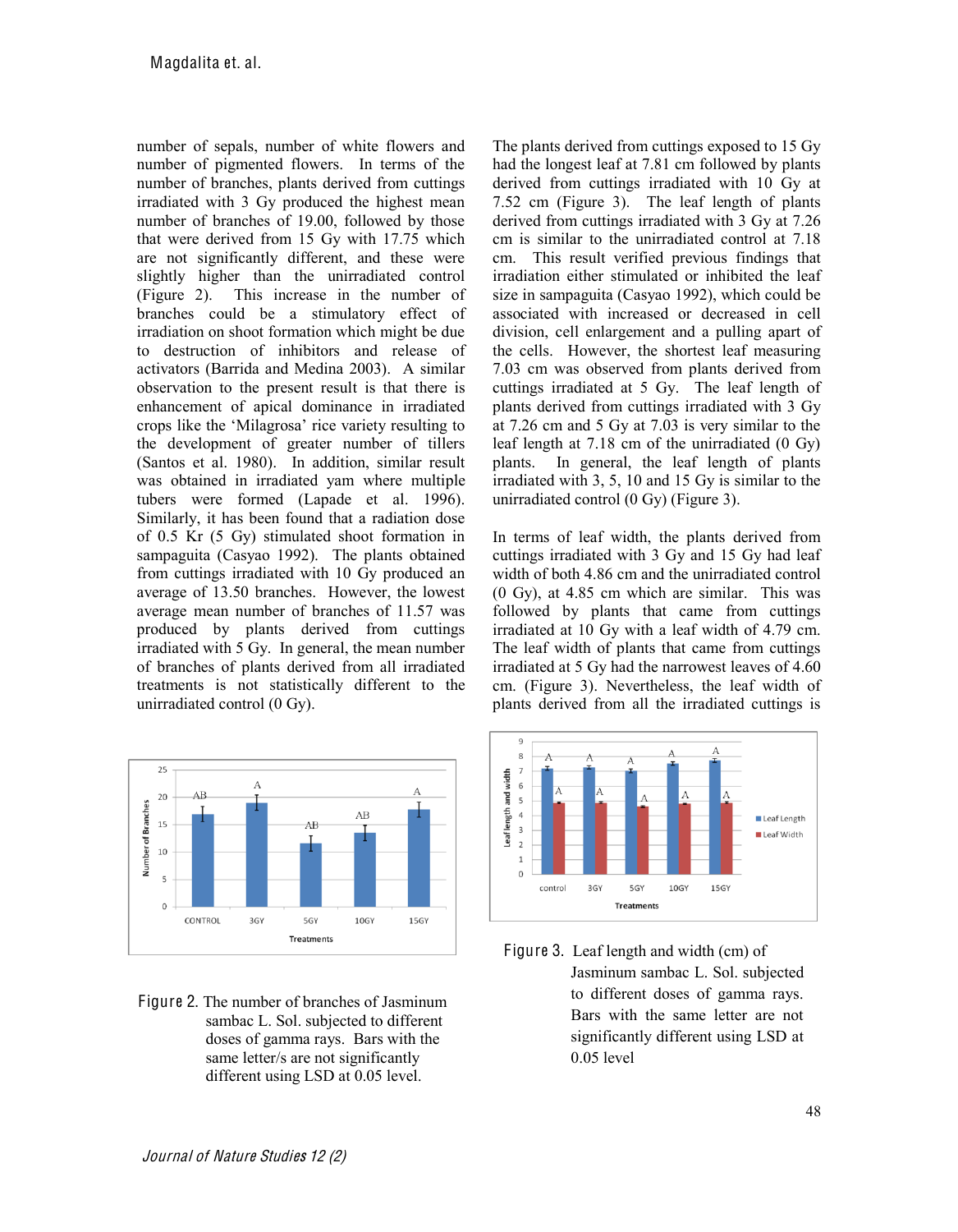number of sepals, number of white flowers and number of pigmented flowers. In terms of the number of branches, plants derived from cuttings irradiated with 3 Gy produced the highest mean number of branches of 19.00, followed by those that were derived from 15 Gy with 17.75 which are not significantly different, and these were slightly higher than the unirradiated control (Figure 2). This increase in the number of branches could be a stimulatory effect of irradiation on shoot formation which might be due to destruction of inhibitors and release of activators (Barrida and Medina 2003). A similar observation to the present result is that there is enhancement of apical dominance in irradiated crops like the 'Milagrosa' rice variety resulting to the development of greater number of tillers (Santos et al. 1980). In addition, similar result was obtained in irradiated yam where multiple tubers were formed (Lapade et al. 1996). Similarly, it has been found that a radiation dose of 0.5 Kr (5 Gy) stimulated shoot formation in sampaguita (Casyao 1992). The plants obtained from cuttings irradiated with 10 Gy produced an average of 13.50 branches. However, the lowest average mean number of branches of 11.57 was produced by plants derived from cuttings irradiated with 5 Gy. In general, the mean number of branches of plants derived from all irradiated treatments is not statistically different to the unirradiated control (0 Gy).

The plants derived from cuttings exposed to 15 Gy had the longest leaf at 7.81 cm followed by plants derived from cuttings irradiated with 10 Gy at 7.52 cm (Figure 3). The leaf length of plants derived from cuttings irradiated with 3 Gy at 7.26 cm is similar to the unirradiated control at 7.18 cm. This result verified previous findings that irradiation either stimulated or inhibited the leaf size in sampaguita (Casyao 1992), which could be associated with increased or decreased in cell division, cell enlargement and a pulling apart of the cells. However, the shortest leaf measuring 7.03 cm was observed from plants derived from cuttings irradiated at 5 Gy. The leaf length of plants derived from cuttings irradiated with 3 Gy at 7.26 cm and 5 Gy at 7.03 is very similar to the leaf length at 7.18 cm of the unirradiated (0 Gy) plants. In general, the leaf length of plants irradiated with 3, 5, 10 and 15 Gy is similar to the unirradiated control (0 Gy) (Figure 3).

In terms of leaf width, the plants derived from cuttings irradiated with 3 Gy and 15 Gy had leaf width of both 4.86 cm and the unirradiated control (0 Gy), at 4.85 cm which are similar. This was followed by plants that came from cuttings irradiated at 10 Gy with a leaf width of 4.79 cm. The leaf width of plants that came from cuttings irradiated at 5 Gy had the narrowest leaves of 4.60 cm. (Figure 3). Nevertheless, the leaf width of plants derived from all the irradiated cuttings is

Figure 2. The number of branches of Jasminum sambac L. Sol. subjected to different doses of gamma rays. Bars with the same letter/s are not significantly different using LSD at 0.05 level.

Figure 3. Leaf length and width (cm) of Jasminum sambac L. Sol. subjected to different doses of gamma rays. Bars with the same letter are not significantly different using LSD at 0.05 level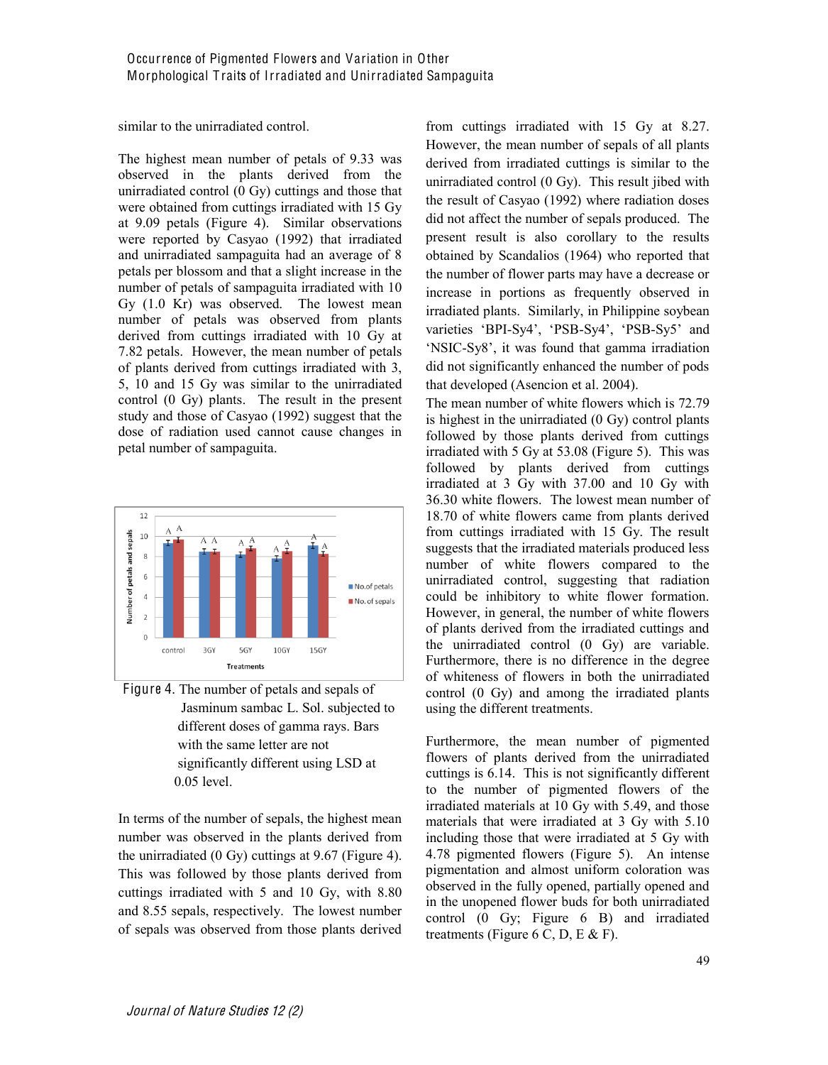similar to the unirradiated control.

The highest mean number of petals of 9.33 was observed in the plants derived from the unirradiated control (0 Gy) cuttings and those that were obtained from cuttings irradiated with 15 Gy at 9.09 petals (Figure 4). Similar observations were reported by Casyao (1992) that irradiated and unirradiated sampaguita had an average of 8 petals per blossom and that a slight increase in the number of petals of sampaguita irradiated with 10 Gy (1.0 Kr) was observed. The lowest mean number of petals was observed from plants derived from cuttings irradiated with 10 Gy at 7.82 petals. However, the mean number of petals of plants derived from cuttings irradiated with 3, 5, 10 and 15 Gy was similar to the unirradiated control (0 Gy) plants. The result in the present study and those of Casyao (1992) suggest that the dose of radiation used cannot cause changes in petal number of sampaguita.

Figure 4. The number of petals and sepals of Jasminum sambac L. Sol. subjected to different doses of gamma rays. Bars with the same letter are not significantly different using LSD at 0.05 level.

In terms of the number of sepals, the highest mean number was observed in the plants derived from the unirradiated (0 Gy) cuttings at 9.67 (Figure 4). This was followed by those plants derived from cuttings irradiated with 5 and 10 Gy, with 8.80 and 8.55 sepals, respectively. The lowest number of sepals was observed from those plants derived from cuttings irradiated with 15 Gy at 8.27. However, the mean number of sepals of all plants derived from irradiated cuttings is similar to the unirradiated control (0 Gy). This result jibed with the result of Casyao (1992) where radiation doses did not affect the number of sepals produced. The present result is also corollary to the results obtained by Scandalios (1964) who reported that the number of flower parts may have a decrease or increase in portions as frequently observed in irradiated plants. Similarly, in Philippine soybean varieties 'BPI-Sy4', 'PSB-Sy4', 'PSB-Sy5' and 'NSIC-Sy8', it was found that gamma irradiation did not significantly enhanced the number of pods that developed (Asencion et al. 2004).

The mean number of white flowers which is 72.79 is highest in the unirradiated (0 Gy) control plants followed by those plants derived from cuttings irradiated with 5 Gy at 53.08 (Figure 5). This was followed by plants derived from cuttings irradiated at 3 Gy with 37.00 and 10 Gy with 36.30 white flowers. The lowest mean number of 18.70 of white flowers came from plants derived from cuttings irradiated with 15 Gy. The result suggests that the irradiated materials produced less number of white flowers compared to the unirradiated control, suggesting that radiation could be inhibitory to white flower formation. However, in general, the number of white flowers of plants derived from the irradiated cuttings and the unirradiated control (0 Gy) are variable. Furthermore, there is no difference in the degree of whiteness of flowers in both the unirradiated control (0 Gy) and among the irradiated plants using the different treatments.

Furthermore, the mean number of pigmented flowers of plants derived from the unirradiated cuttings is 6.14. This is not significantly different to the number of pigmented flowers of the irradiated materials at 10 Gy with 5.49, and those materials that were irradiated at 3 Gy with 5.10 including those that were irradiated at 5 Gy with 4.78 pigmented flowers (Figure 5). An intense pigmentation and almost uniform coloration was observed in the fully opened, partially opened and in the unopened flower buds for both unirradiated control (0 Gy; Figure 6 B) and irradiated treatments (Figure 6 C, D, E & F).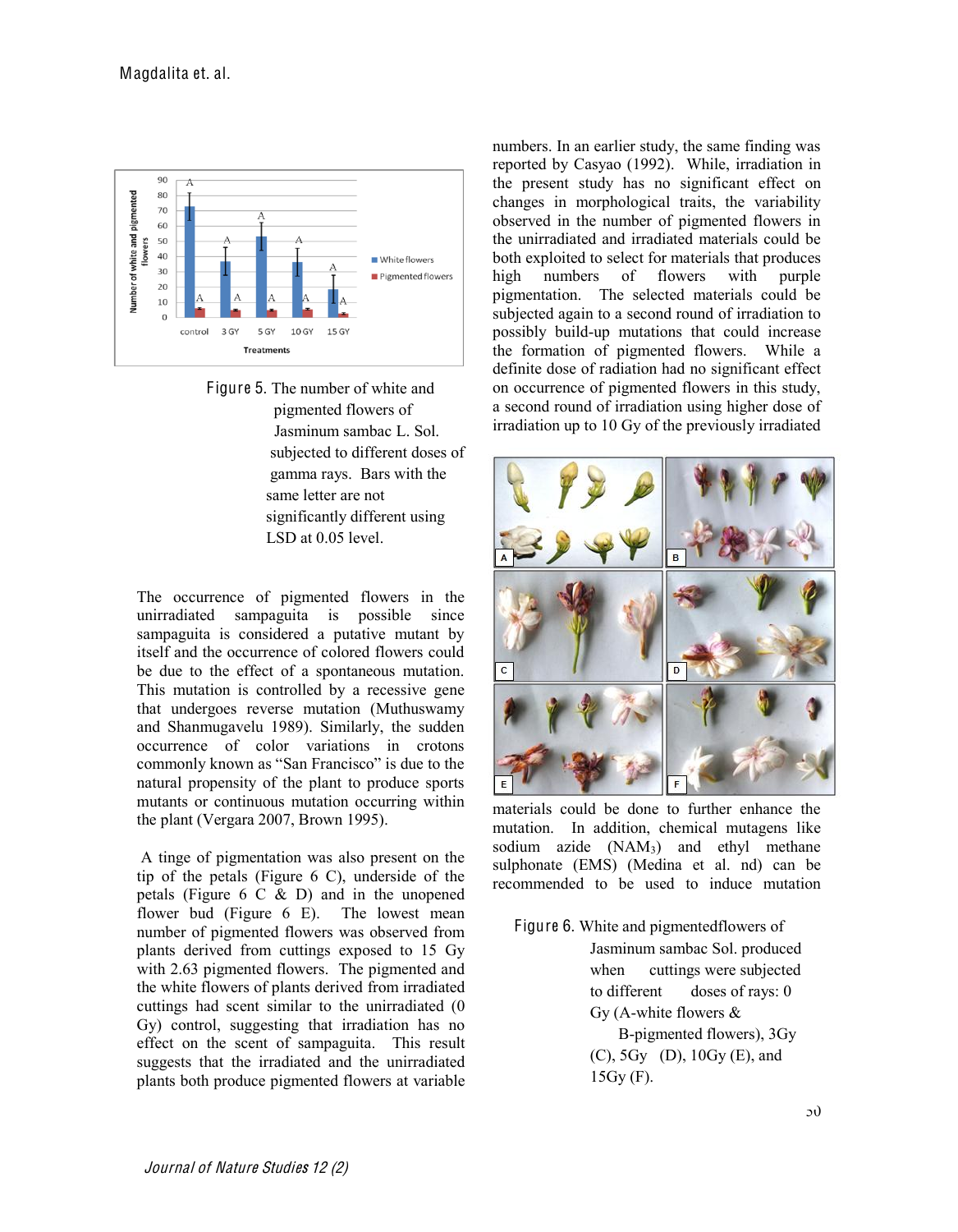Figure 5. The number of white and pigmented flowers of Jasminum sambac L. Sol. subjected to different doses of gamma rays. Bars with the same letter are not significantly different using LSD at 0.05 level.

The occurrence of pigmented flowers in the unirradiated sampaguita is possible since sampaguita is considered a putative mutant by itself and the occurrence of colored flowers could be due to the effect of a spontaneous mutation. This mutation is controlled by a recessive gene that undergoes reverse mutation (Muthuswamy and Shanmugavelu 1989). Similarly, the sudden occurrence of color variations in crotons commonly known as "San Francisco" is due to the natural propensity of the plant to produce sports mutants or continuous mutation occurring within the plant (Vergara 2007, Brown 1995).

A tinge of pigmentation was also present on the tip of the petals (Figure 6 C), underside of the petals (Figure 6 C & D) and in the unopened flower bud (Figure 6 E). The lowest mean number of pigmented flowers was observed from plants derived from cuttings exposed to 15 Gy with 2.63 pigmented flowers. The pigmented and the white flowers of plants derived from irradiated cuttings had scent similar to the unirradiated (0 Gy) control, suggesting that irradiation has no effect on the scent of sampaguita. This result suggests that the irradiated and the unirradiated plants both produce pigmented flowers at variable numbers. In an earlier study, the same finding was reported by Casyao (1992). While, irradiation in the present study has no significant effect on changes in morphological traits, the variability observed in the number of pigmented flowers in the unirradiated and irradiated materials could be both exploited to select for materials that produces high numbers of flowers with purple pigmentation. The selected materials could be subjected again to a second round of irradiation to possibly build-up mutations that could increase the formation of pigmented flowers. While a definite dose of radiation had no significant effect on occurrence of pigmented flowers in this study, a second round of irradiation using higher dose of irradiation up to 10 Gy of the previously irradiated materials could be done to further enhance the mutation. In addition, chemical mutagens like sodium azide ($NaN_3$) and ethyl methane sulphonate (EMS) (Medina et al. nd) can be recommended to be used to induce mutation

Figure 6. White and pigmentedflowers of Jasminum sambac Sol. produced when cuttings were subjected to different doses of rays: 0 Gy (A-white flowers & B-pigmented flowers), 3Gy (C), 5Gy (D), 10Gy (E), and 15Gy (F).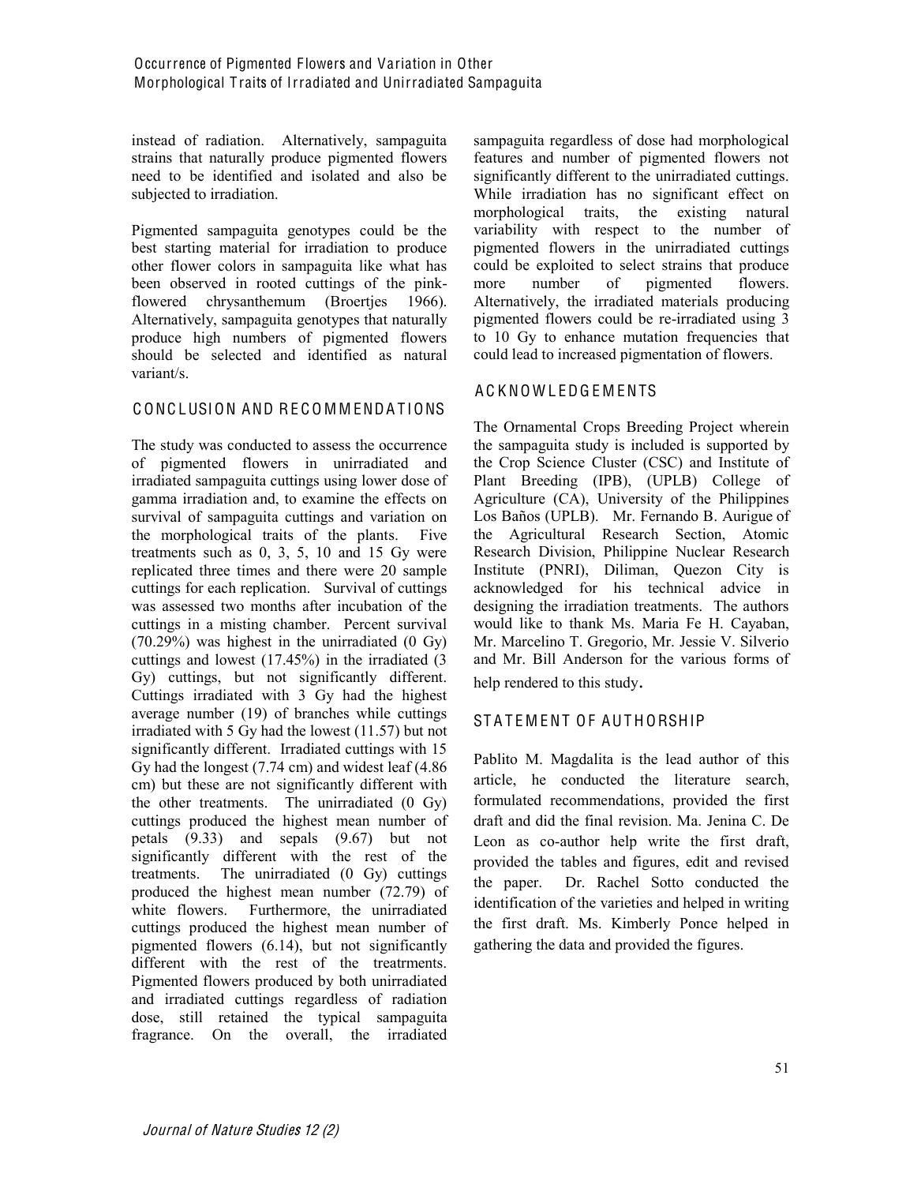instead of radiation. Alternatively, sampaguita strains that naturally produce pigmented flowers need to be identified and isolated and also be subjected to irradiation.

Pigmented sampaguita genotypes could be the best starting material for irradiation to produce other flower colors in sampaguita like what has been observed in rooted cuttings of the pink-flowered chrysanthemum (Broertjes 1966). Alternatively, sampaguita genotypes that naturally produce high numbers of pigmented flowers should be selected and identified as natural variant/s.

## CONCLUSION AND RECOMMENDATIONS

The study was conducted to assess the occurrence of pigmented flowers in unirradiated and irradiated sampaguita cuttings using lower dose of gamma irradiation and, to examine the effects on survival of sampaguita cuttings and variation on the morphological traits of the plants. Five treatments such as 0, 3, 5, 10 and 15 Gy were replicated three times and there were 20 sample cuttings for each replication. Survival of cuttings was assessed two months after incubation of the cuttings in a misting chamber. Percent survival (70.29%) was highest in the unirradiated (0 Gy) cuttings and lowest (17.45%) in the irradiated (3 Gy) cuttings, but not significantly different. Cuttings irradiated with 3 Gy had the highest average number (19) of branches while cuttings irradiated with 5 Gy had the lowest (11.57) but not significantly different. Irradiated cuttings with 15 Gy had the longest (7.74 cm) and widest leaf (4.86 cm) but these are not significantly different with the other treatments. The unirradiated (0 Gy) cuttings produced the highest mean number of petals (9.33) and sepals (9.67) but not significantly different with the rest of the treatments. The unirradiated (0 Gy) cuttings produced the highest mean number (72.79) of white flowers. Furthermore, the unirradiated cuttings produced the highest mean number of pigmented flowers (6.14), but not significantly different with the rest of the treatrments. Pigmented flowers produced by both unirradiated and irradiated cuttings regardless of radiation dose, still retained the typical sampaguita fragrance. On the overall, the irradiated sampaguita regardless of dose had morphological features and number of pigmented flowers not significantly different to the unirradiated cuttings. While irradiation has no significant effect on morphological traits, the existing natural variability with respect to the number of pigmented flowers in the unirradiated cuttings could be exploited to select strains that produce more number of pigmented flowers. Alternatively, the irradiated materials producing pigmented flowers could be re-irradiated using 3 to 10 Gy to enhance mutation frequencies that could lead to increased pigmentation of flowers.

## ACKNOWLEDGEMENTS

The Ornamental Crops Breeding Project wherein the sampaguita study is included is supported by the Crop Science Cluster (CSC) and Institute of Plant Breeding (IPB), (UPLB) College of Agriculture (CA), University of the Philippines Los Baños (UPLB). Mr. Fernando B. Aurigue of the Agricultural Research Section, Atomic Research Division, Philippine Nuclear Research Institute (PNRI), Diliman, Quezon City is acknowledged for his technical advice in designing the irradiation treatments. The authors would like to thank Ms. Maria Fe H. Cayaban, Mr. Marcelino T. Gregorio, Mr. Jessie V. Silverio and Mr. Bill Anderson for the various forms of help rendered to this study.

## STATEMENT OF AUTHORSHIP

Pablito M. Magdalita is the lead author of this article, he conducted the literature search, formulated recommendations, provided the first draft and did the final revision. Ma. Jenina C. De Leon as co-author help write the first draft, provided the tables and figures, edit and revised the paper. Dr. Rachel Sotto conducted the identification of the varieties and helped in writing the first draft. Ms. Kimberly Ponce helped in gathering the data and provided the figures.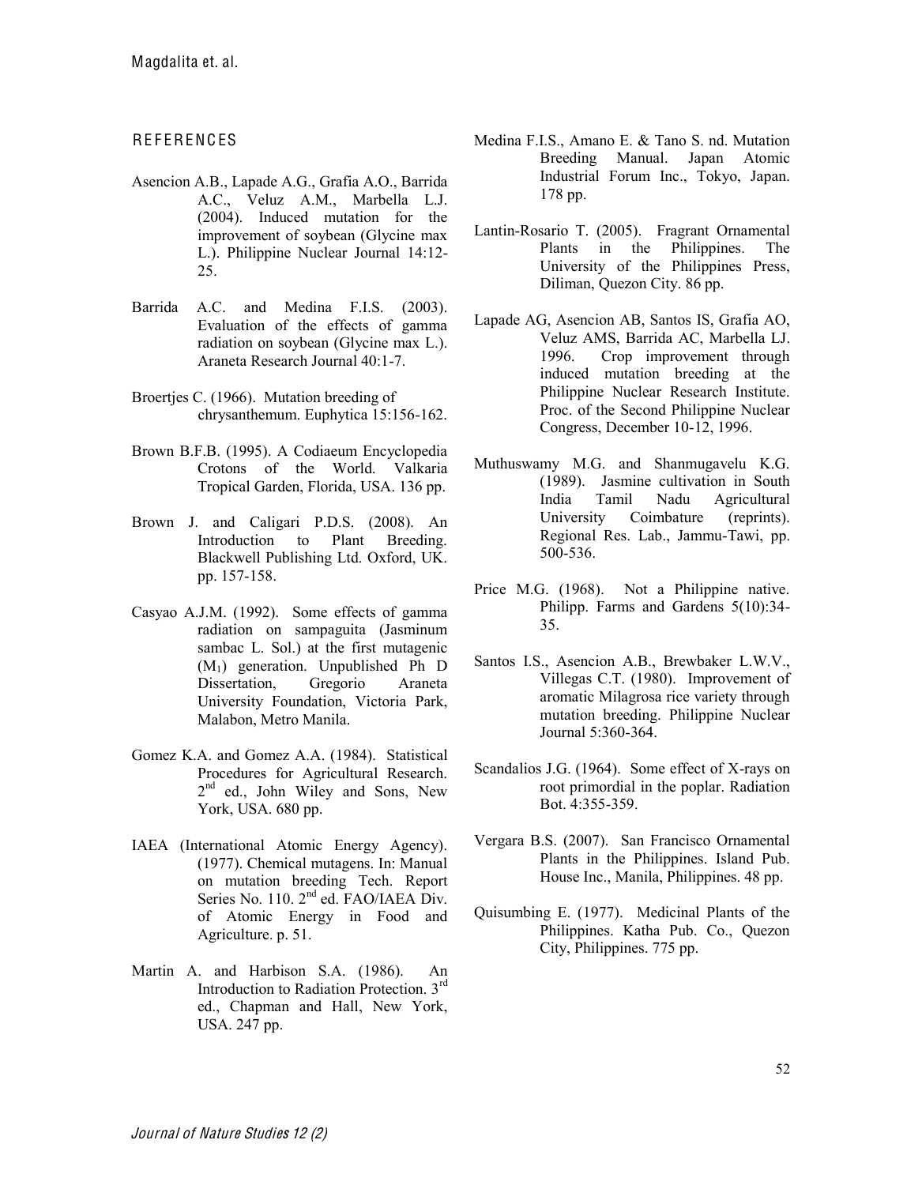## REFERENCES

Asencion A.B., Lapade A.G., Grafia A.O., Barrida A.C., Veluz A.M., Marbella L.J. (2004). Induced mutation for the improvement of soybean (Glycine max L.). Philippine Nuclear Journal 14:12-25.

Barrida A.C. and Medina F.I.S. (2003). Evaluation of the effects of gamma radiation on soybean (Glycine max L.). Araneta Research Journal 40:1-7.

Broertjes C. (1966). Mutation breeding of chrysanthemum. Euphytica 15:156-162.

Brown B.F.B. (1995). A Codiaeum Encyclopedia Crotons of the World. Valkaria Tropical Garden, Florida, USA. 136 pp.

Brown J. and Caligari P.D.S. (2008). An Introduction to Plant Breeding. Blackwell Publishing Ltd. Oxford, UK. pp. 157-158.

Casyao A.J.M. (1992). Some effects of gamma radiation on sampaguita (Jasminum sambac L. Sol.) at the first mutagenic ($M_1$) generation. Unpublished Ph D Dissertation, Gregorio Araneta University Foundation, Victoria Park, Malabon, Metro Manila.

Gomez K.A. and Gomez A.A. (1984). Statistical Procedures for Agricultural Research. 2nd ed., John Wiley and Sons, New York, USA. 680 pp.

IAEA (International Atomic Energy Agency). (1977). Chemical mutagens. In: Manual on mutation breeding Tech. Report Series No. 110. 2nd ed. FAO/IAEA Div. of Atomic Energy in Food and Agriculture. p. 51.

Martin A. and Harbison S.A. (1986). An Introduction to Radiation Protection. 3rd ed., Chapman and Hall, New York, USA. 247 pp.

Medina F.I.S., Amano E. & Tano S. nd. Mutation Breeding Manual. Japan Atomic Industrial Forum Inc., Tokyo, Japan. 178 pp.

Lantin-Rosario T. (2005). Fragrant Ornamental Plants in the Philippines. The University of the Philippines Press, Diliman, Quezon City. 86 pp.

Lapade AG, Asencion AB, Santos IS, Grafia AO, Veluz AMS, Barrida AC, Marbella LJ. 1996. Crop improvement through induced mutation breeding at the Philippine Nuclear Research Institute. Proc. of the Second Philippine Nuclear Congress, December 10-12, 1996.

Muthuswamy M.G. and Shanmugavelu K.G. (1989). Jasmine cultivation in South India Tamil Nadu Agricultural University Coimbature (reprints). Regional Res. Lab., Jammu-Tawi, pp. 500-536.

Price M.G. (1968). Not a Philippine native. Philipp. Farms and Gardens 5(10):34-35.

Santos I.S., Asencion A.B., Brewbaker L.W.V., Villegas C.T. (1980). Improvement of aromatic Milagrosa rice variety through mutation breeding. Philippine Nuclear Journal 5:360-364.

Scandalios J.G. (1964). Some effect of X-rays on root primordial in the poplar. Radiation Bot. 4:355-359.

Vergara B.S. (2007). San Francisco Ornamental Plants in the Philippines. Island Pub. House Inc., Manila, Philippines. 48 pp.

Quisumbing E. (1977). Medicinal Plants of the Philippines. Katha Pub. Co., Quezon City, Philippines. 775 pp.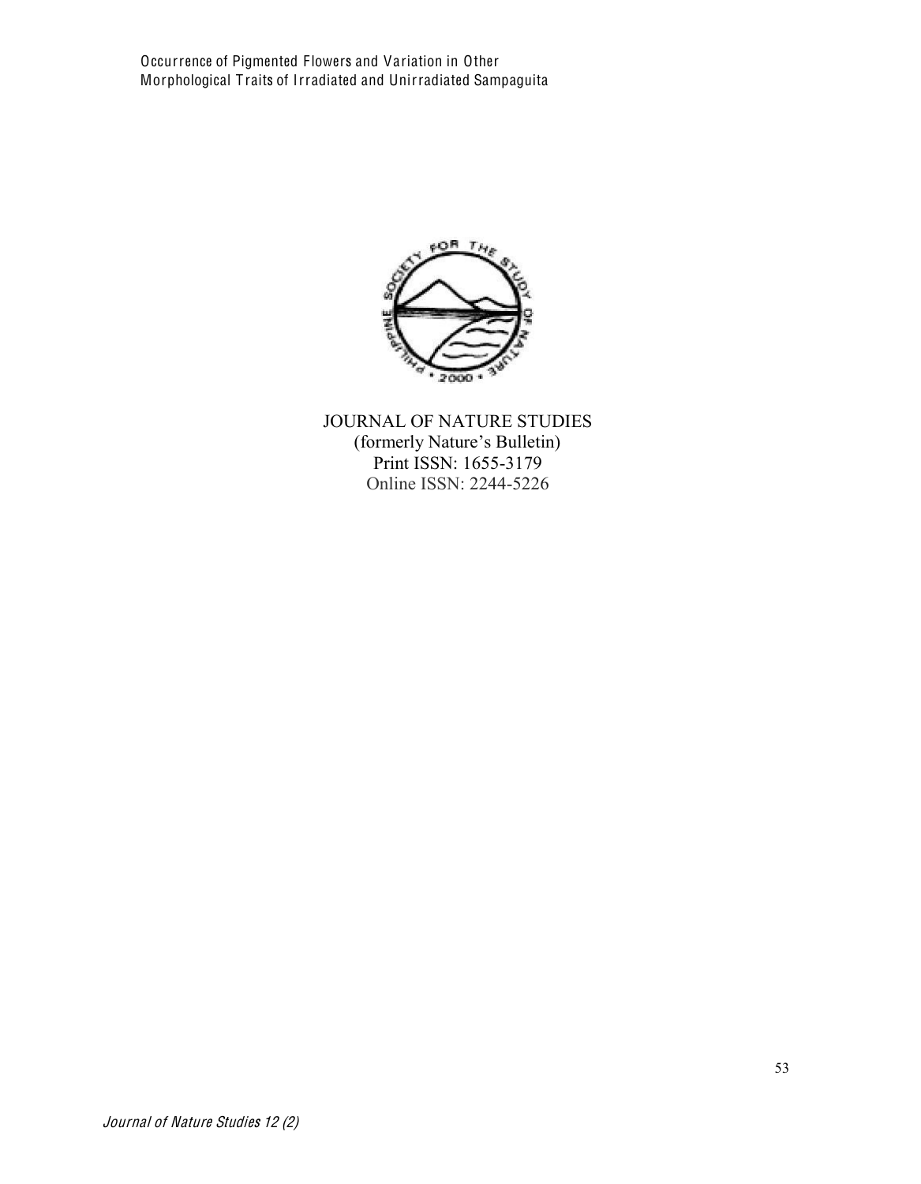JOURNAL OF NATURE STUDIES
(formerly Nature's Bulletin)
Print ISSN: 1655-3179
Online ISSN: 2244-5226